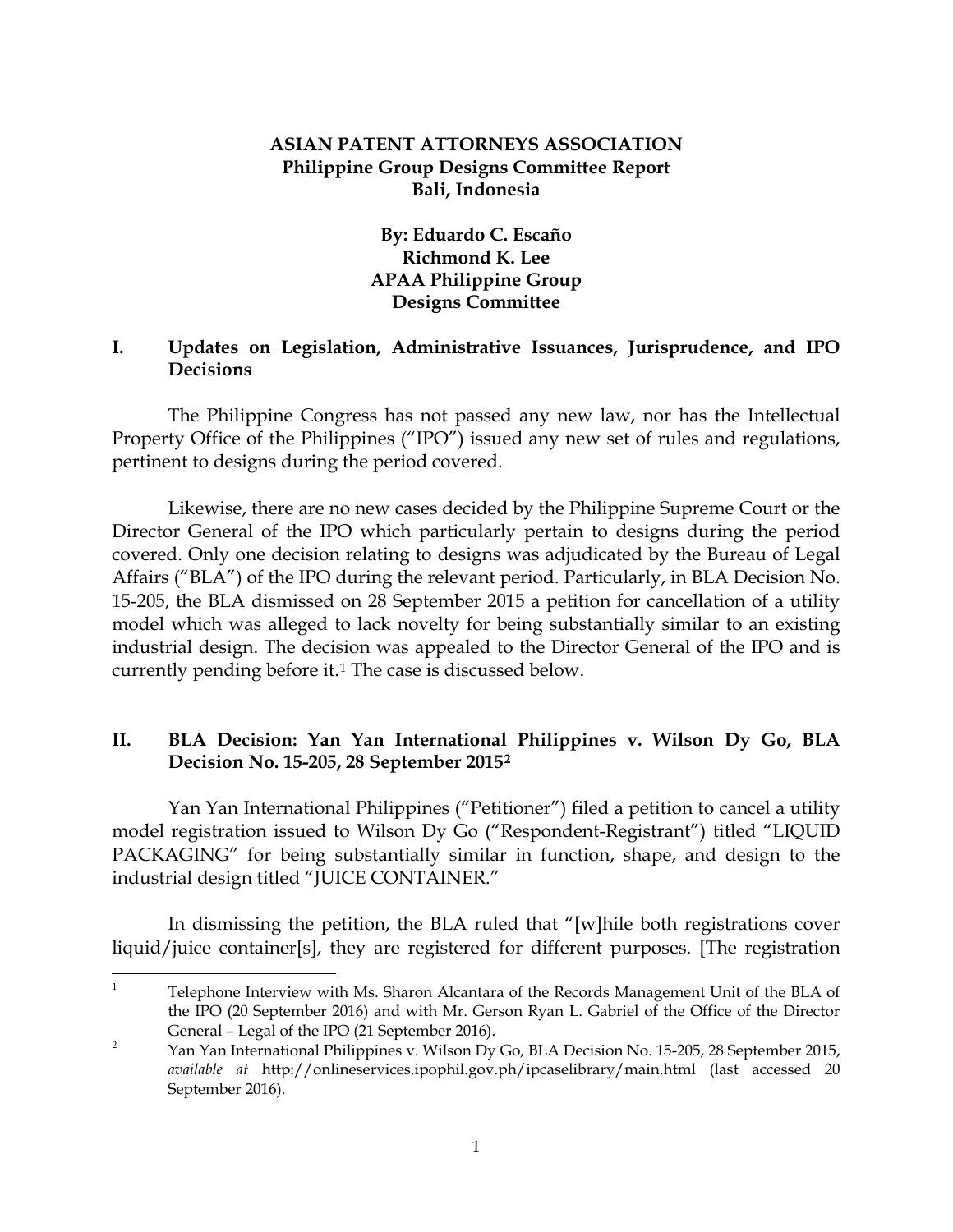**ASIAN PATENT ATTORNEYS ASSOCIATION**
**Philippine Group Designs Committee Report**
**Bali, Indonesia**

**By: Eduardo C. Escaño**
**Richmond K. Lee**
**APAA Philippine Group**
**Designs Committee**

## I. Updates on Legislation, Administrative Issuances, Jurisprudence, and IPO Decisions

The Philippine Congress has not passed any new law, nor has the Intellectual Property Office of the Philippines ("IPO") issued any new set of rules and regulations, pertinent to designs during the period covered.

Likewise, there are no new cases decided by the Philippine Supreme Court or the Director General of the IPO which particularly pertain to designs during the period covered. Only one decision relating to designs was adjudicated by the Bureau of Legal Affairs ("BLA") of the IPO during the relevant period. Particularly, in BLA Decision No. 15-205, the BLA dismissed on 28 September 2015 a petition for cancellation of a utility model which was alleged to lack novelty for being substantially similar to an existing industrial design. The decision was appealed to the Director General of the IPO and is currently pending before it.[1] The case is discussed below.

## II. BLA Decision: Yan Yan International Philippines v. Wilson Dy Go, BLA Decision No. 15-205, 28 September 2015[2]

Yan Yan International Philippines ("Petitioner") filed a petition to cancel a utility model registration issued to Wilson Dy Go ("Respondent-Registrant") titled "LIQUID PACKAGING" for being substantially similar in function, shape, and design to the industrial design titled "JUICE CONTAINER."

In dismissing the petition, the BLA ruled that "[w]hile both registrations cover liquid/juice container[s], they are registered for different purposes. [The registration

---

[1] Telephone Interview with Ms. Sharon Alcantara of the Records Management Unit of the BLA of the IPO (20 September 2016) and with Mr. Gerson Ryan L. Gabriel of the Office of the Director General – Legal of the IPO (21 September 2016).

[2] Yan Yan International Philippines v. Wilson Dy Go, BLA Decision No. 15-205, 28 September 2015, *available at* http://onlineservices.ipophil.gov.ph/ipcaselibrary/main.html (last accessed 20 September 2016).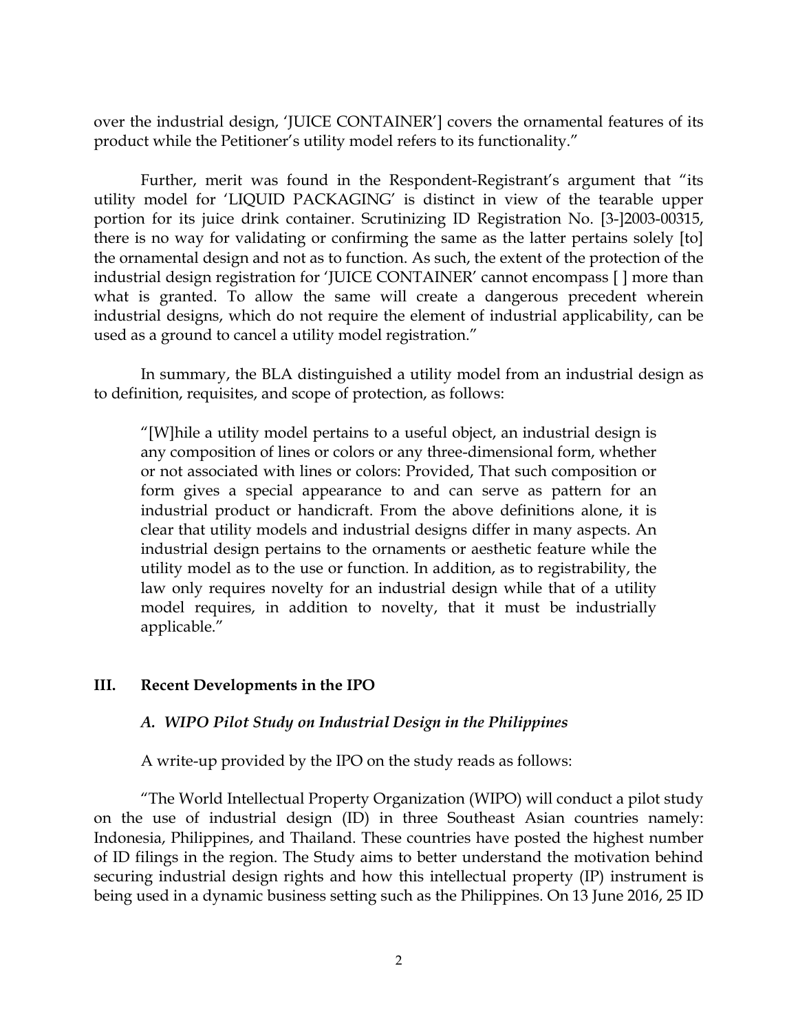over the industrial design, 'JUICE CONTAINER'] covers the ornamental features of its product while the Petitioner's utility model refers to its functionality."

Further, merit was found in the Respondent-Registrant's argument that "its utility model for 'LIQUID PACKAGING' is distinct in view of the tearable upper portion for its juice drink container. Scrutinizing ID Registration No. [3-]2003-00315, there is no way for validating or confirming the same as the latter pertains solely [to] the ornamental design and not as to function. As such, the extent of the protection of the industrial design registration for 'JUICE CONTAINER' cannot encompass [ ] more than what is granted. To allow the same will create a dangerous precedent wherein industrial designs, which do not require the element of industrial applicability, can be used as a ground to cancel a utility model registration."

In summary, the BLA distinguished a utility model from an industrial design as to definition, requisites, and scope of protection, as follows:

> "[W]hile a utility model pertains to a useful object, an industrial design is any composition of lines or colors or any three-dimensional form, whether or not associated with lines or colors: Provided, That such composition or form gives a special appearance to and can serve as pattern for an industrial product or handicraft. From the above definitions alone, it is clear that utility models and industrial designs differ in many aspects. An industrial design pertains to the ornaments or aesthetic feature while the utility model as to the use or function. In addition, as to registrability, the law only requires novelty for an industrial design while that of a utility model requires, in addition to novelty, that it must be industrially applicable."

## III. Recent Developments in the IPO

### *A. WIPO Pilot Study on Industrial Design in the Philippines*

A write-up provided by the IPO on the study reads as follows:

"The World Intellectual Property Organization (WIPO) will conduct a pilot study on the use of industrial design (ID) in three Southeast Asian countries namely: Indonesia, Philippines, and Thailand. These countries have posted the highest number of ID filings in the region. The Study aims to better understand the motivation behind securing industrial design rights and how this intellectual property (IP) instrument is being used in a dynamic business setting such as the Philippines. On 13 June 2016, 25 ID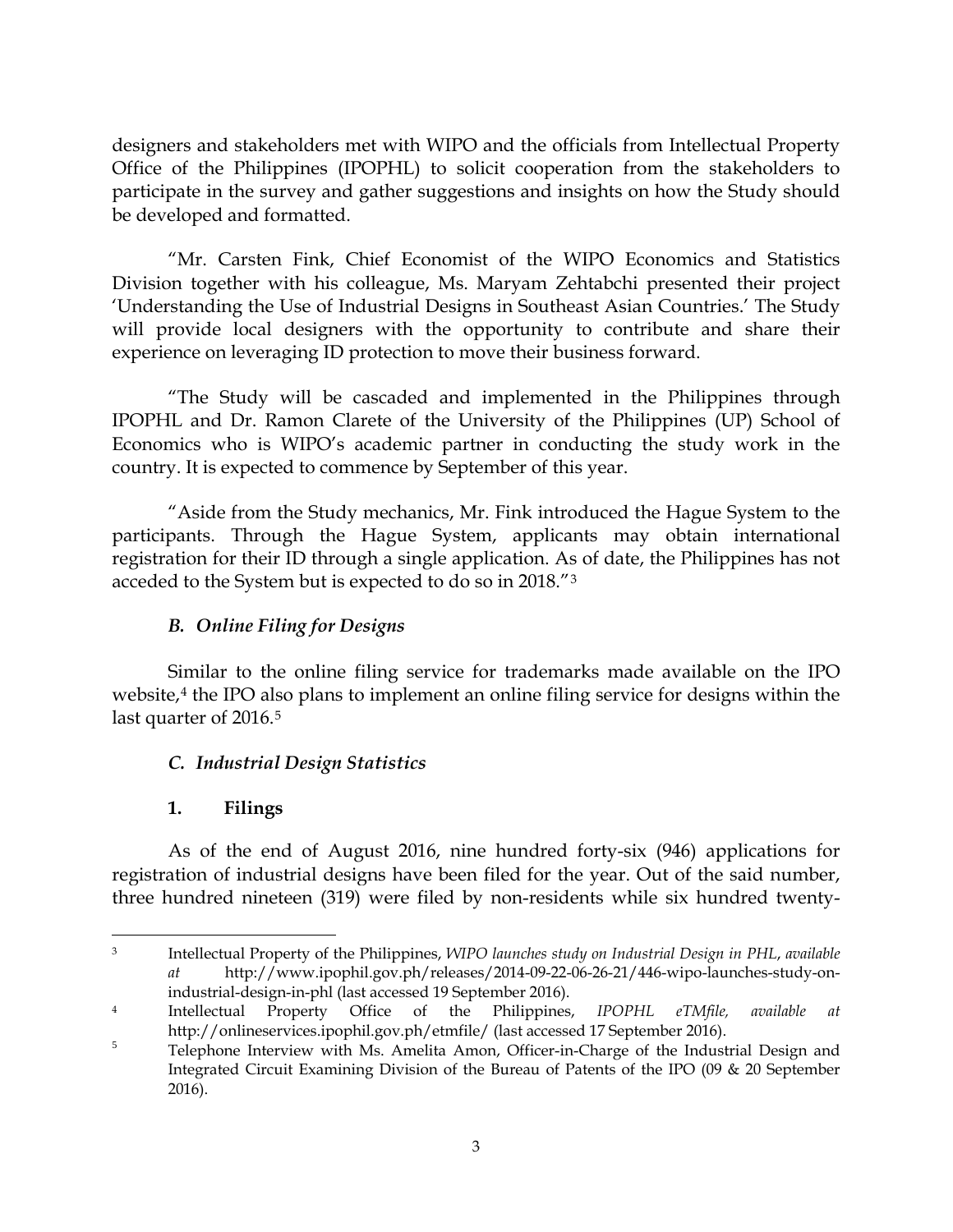designers and stakeholders met with WIPO and the officials from Intellectual Property Office of the Philippines (IPOPHL) to solicit cooperation from the stakeholders to participate in the survey and gather suggestions and insights on how the Study should be developed and formatted.

"Mr. Carsten Fink, Chief Economist of the WIPO Economics and Statistics Division together with his colleague, Ms. Maryam Zehtabchi presented their project 'Understanding the Use of Industrial Designs in Southeast Asian Countries.' The Study will provide local designers with the opportunity to contribute and share their experience on leveraging ID protection to move their business forward.

"The Study will be cascaded and implemented in the Philippines through IPOPHL and Dr. Ramon Clarete of the University of the Philippines (UP) School of Economics who is WIPO's academic partner in conducting the study work in the country. It is expected to commence by September of this year.

"Aside from the Study mechanics, Mr. Fink introduced the Hague System to the participants. Through the Hague System, applicants may obtain international registration for their ID through a single application. As of date, the Philippines has not acceded to the System but is expected to do so in 2018."[3]

### *B. Online Filing for Designs*

Similar to the online filing service for trademarks made available on the IPO website,[4] the IPO also plans to implement an online filing service for designs within the last quarter of 2016.[5]

### *C. Industrial Design Statistics*

#### 1. Filings

As of the end of August 2016, nine hundred forty-six (946) applications for registration of industrial designs have been filed for the year. Out of the said number, three hundred nineteen (319) were filed by non-residents while six hundred twenty-

---

[3] Intellectual Property of the Philippines, *WIPO launches study on Industrial Design in PHL*, *available at* http://www.ipophil.gov.ph/releases/2014-09-22-06-26-21/446-wipo-launches-study-on-industrial-design-in-phl (last accessed 19 September 2016).

[4] Intellectual Property Office of the Philippines, *IPOPHL eTMfile, available at* http://onlineservices.ipophil.gov.ph/etmfile/ (last accessed 17 September 2016).

[5] Telephone Interview with Ms. Amelita Amon, Officer-in-Charge of the Industrial Design and Integrated Circuit Examining Division of the Bureau of Patents of the IPO (09 & 20 September 2016).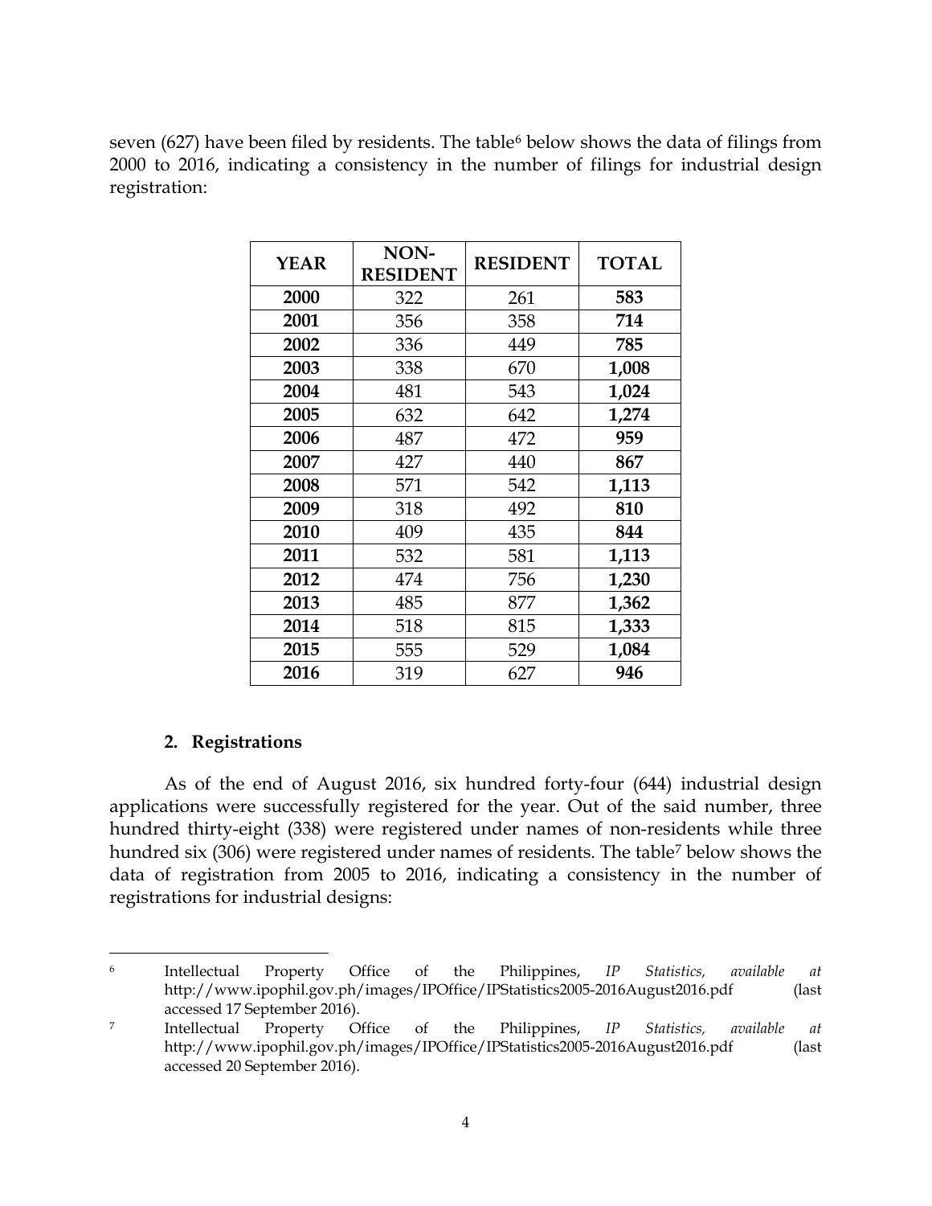seven (627) have been filed by residents. The table[6] below shows the data of filings from 2000 to 2016, indicating a consistency in the number of filings for industrial design registration:

| YEAR | NON-RESIDENT | RESIDENT | TOTAL |
|---|---|---|---|
| **2000** | 322 | 261 | **583** |
| **2001** | 356 | 358 | **714** |
| **2002** | 336 | 449 | **785** |
| **2003** | 338 | 670 | **1,008** |
| **2004** | 481 | 543 | **1,024** |
| **2005** | 632 | 642 | **1,274** |
| **2006** | 487 | 472 | **959** |
| **2007** | 427 | 440 | **867** |
| **2008** | 571 | 542 | **1,113** |
| **2009** | 318 | 492 | **810** |
| **2010** | 409 | 435 | **844** |
| **2011** | 532 | 581 | **1,113** |
| **2012** | 474 | 756 | **1,230** |
| **2013** | 485 | 877 | **1,362** |
| **2014** | 518 | 815 | **1,333** |
| **2015** | 555 | 529 | **1,084** |
| **2016** | 319 | 627 | **946** |

### 2. Registrations

As of the end of August 2016, six hundred forty-four (644) industrial design applications were successfully registered for the year. Out of the said number, three hundred thirty-eight (338) were registered under names of non-residents while three hundred six (306) were registered under names of residents. The table[7] below shows the data of registration from 2005 to 2016, indicating a consistency in the number of registrations for industrial designs:

---

[6] Intellectual Property Office of the Philippines, *IP Statistics, available at* http://www.ipophil.gov.ph/images/IPOffice/IPStatistics2005-2016August2016.pdf (last accessed 17 September 2016).

[7] Intellectual Property Office of the Philippines, *IP Statistics, available at* http://www.ipophil.gov.ph/images/IPOffice/IPStatistics2005-2016August2016.pdf (last accessed 20 September 2016).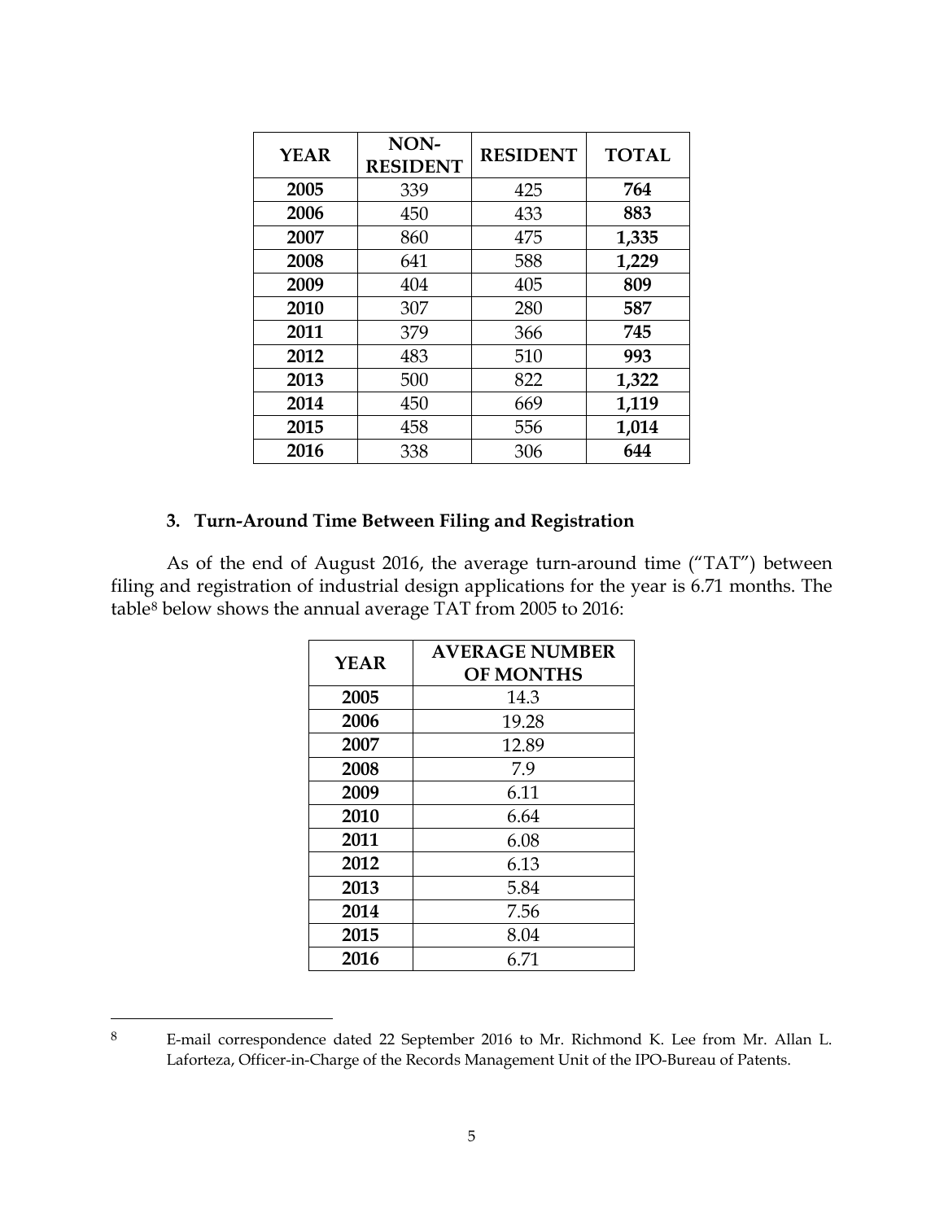| YEAR | NON-RESIDENT | RESIDENT | TOTAL |
| --- | --- | --- | --- |
| **2005** | 339 | 425 | **764** |
| **2006** | 450 | 433 | **883** |
| **2007** | 860 | 475 | **1,335** |
| **2008** | 641 | 588 | **1,229** |
| **2009** | 404 | 405 | **809** |
| **2010** | 307 | 280 | **587** |
| **2011** | 379 | 366 | **745** |
| **2012** | 483 | 510 | **993** |
| **2013** | 500 | 822 | **1,322** |
| **2014** | 450 | 669 | **1,119** |
| **2015** | 458 | 556 | **1,014** |
| **2016** | 338 | 306 | **644** |

### 3. Turn-Around Time Between Filing and Registration

As of the end of August 2016, the average turn-around time ("TAT") between filing and registration of industrial design applications for the year is 6.71 months. The table[8] below shows the annual average TAT from 2005 to 2016:

| YEAR | AVERAGE NUMBER OF MONTHS |
| --- | --- |
| **2005** | 14.3 |
| **2006** | 19.28 |
| **2007** | 12.89 |
| **2008** | 7.9 |
| **2009** | 6.11 |
| **2010** | 6.64 |
| **2011** | 6.08 |
| **2012** | 6.13 |
| **2013** | 5.84 |
| **2014** | 7.56 |
| **2015** | 8.04 |
| **2016** | 6.71 |

[8] E-mail correspondence dated 22 September 2016 to Mr. Richmond K. Lee from Mr. Allan L. Laforteza, Officer-in-Charge of the Records Management Unit of the IPO-Bureau of Patents.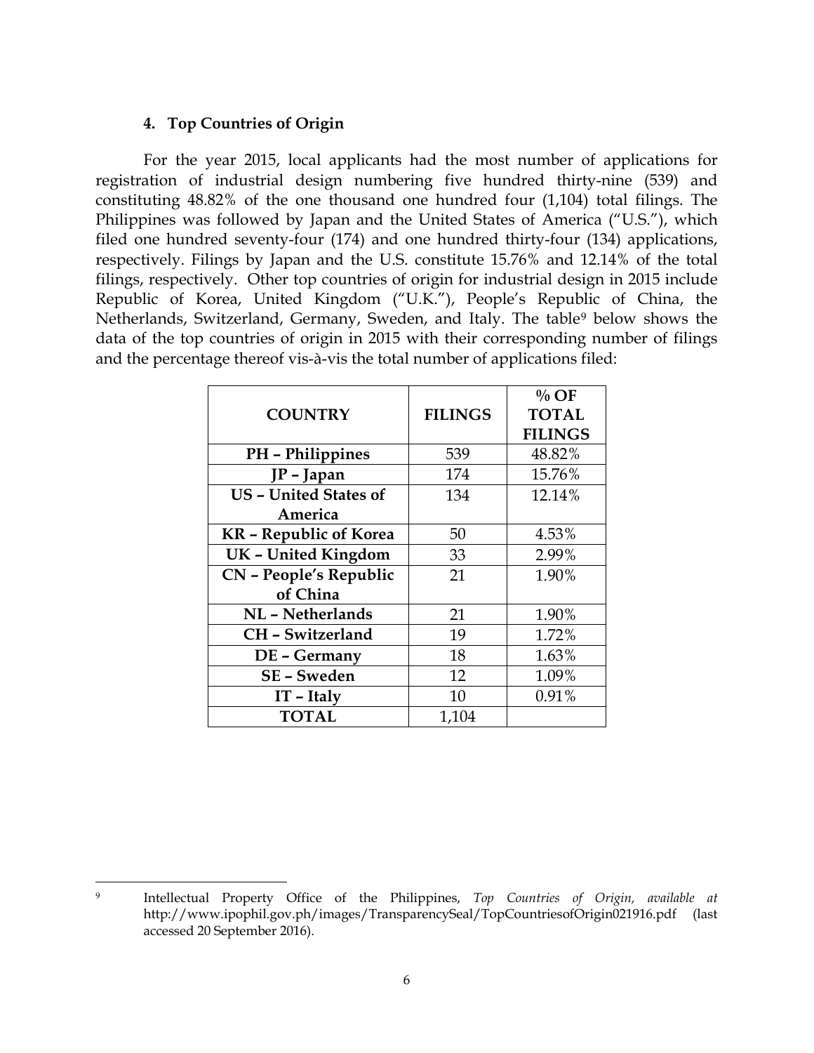### 4. Top Countries of Origin

For the year 2015, local applicants had the most number of applications for registration of industrial design numbering five hundred thirty-nine (539) and constituting 48.82% of the one thousand one hundred four (1,104) total filings. The Philippines was followed by Japan and the United States of America ("U.S."), which filed one hundred seventy-four (174) and one hundred thirty-four (134) applications, respectively. Filings by Japan and the U.S. constitute 15.76% and 12.14% of the total filings, respectively. Other top countries of origin for industrial design in 2015 include Republic of Korea, United Kingdom ("U.K."), People's Republic of China, the Netherlands, Switzerland, Germany, Sweden, and Italy. The table[9] below shows the data of the top countries of origin in 2015 with their corresponding number of filings and the percentage thereof vis-à-vis the total number of applications filed:

| COUNTRY | FILINGS | % OF TOTAL FILINGS |
|---|---|---|
| **PH – Philippines** | 539 | 48.82% |
| **JP – Japan** | 174 | 15.76% |
| **US – United States of America** | 134 | 12.14% |
| **KR – Republic of Korea** | 50 | 4.53% |
| **UK – United Kingdom** | 33 | 2.99% |
| **CN – People's Republic of China** | 21 | 1.90% |
| **NL – Netherlands** | 21 | 1.90% |
| **CH – Switzerland** | 19 | 1.72% |
| **DE – Germany** | 18 | 1.63% |
| **SE – Sweden** | 12 | 1.09% |
| **IT – Italy** | 10 | 0.91% |
| **TOTAL** | 1,104 | |

---

[9] Intellectual Property Office of the Philippines, *Top Countries of Origin, available at* http://www.ipophil.gov.ph/images/TransparencySeal/TopCountriesofOrigin021916.pdf (last accessed 20 September 2016).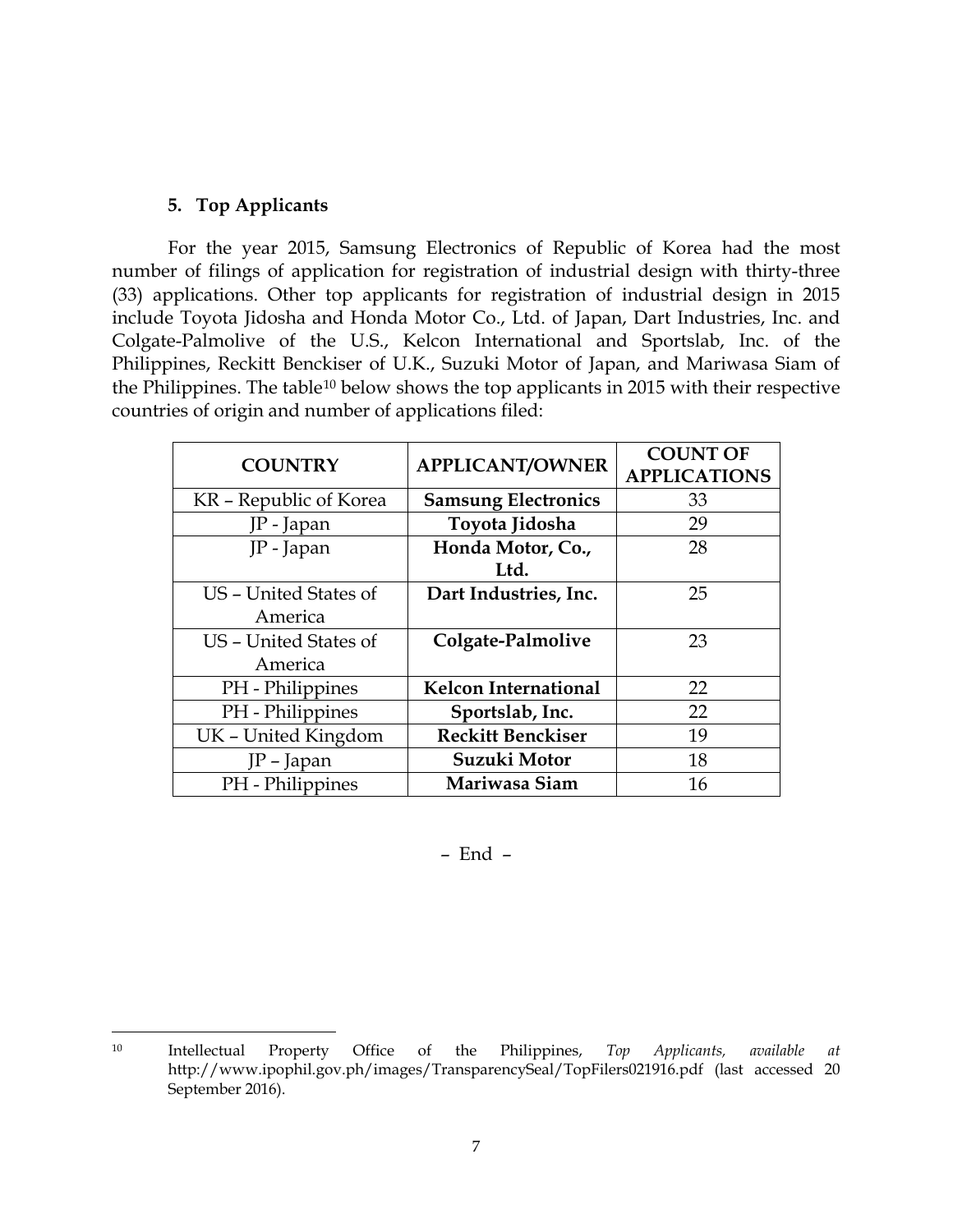### 5. Top Applicants

For the year 2015, Samsung Electronics of Republic of Korea had the most number of filings of application for registration of industrial design with thirty-three (33) applications. Other top applicants for registration of industrial design in 2015 include Toyota Jidosha and Honda Motor Co., Ltd. of Japan, Dart Industries, Inc. and Colgate-Palmolive of the U.S., Kelcon International and Sportslab, Inc. of the Philippines, Reckitt Benckiser of U.K., Suzuki Motor of Japan, and Mariwasa Siam of the Philippines. The table[10] below shows the top applicants in 2015 with their respective countries of origin and number of applications filed:

| COUNTRY | APPLICANT/OWNER | COUNT OF APPLICATIONS |
|---|---|---|
| KR – Republic of Korea | **Samsung Electronics** | 33 |
| JP - Japan | **Toyota Jidosha** | 29 |
| JP - Japan | **Honda Motor, Co., Ltd.** | 28 |
| US – United States of America | **Dart Industries, Inc.** | 25 |
| US – United States of America | **Colgate-Palmolive** | 23 |
| PH - Philippines | **Kelcon International** | 22 |
| PH - Philippines | **Sportslab, Inc.** | 22 |
| UK – United Kingdom | **Reckitt Benckiser** | 19 |
| JP – Japan | **Suzuki Motor** | 18 |
| PH - Philippines | **Mariwasa Siam** | 16 |

– End –

[10] Intellectual Property Office of the Philippines, *Top Applicants, available at* http://www.ipophil.gov.ph/images/TransparencySeal/TopFilers021916.pdf (last accessed 20 September 2016).